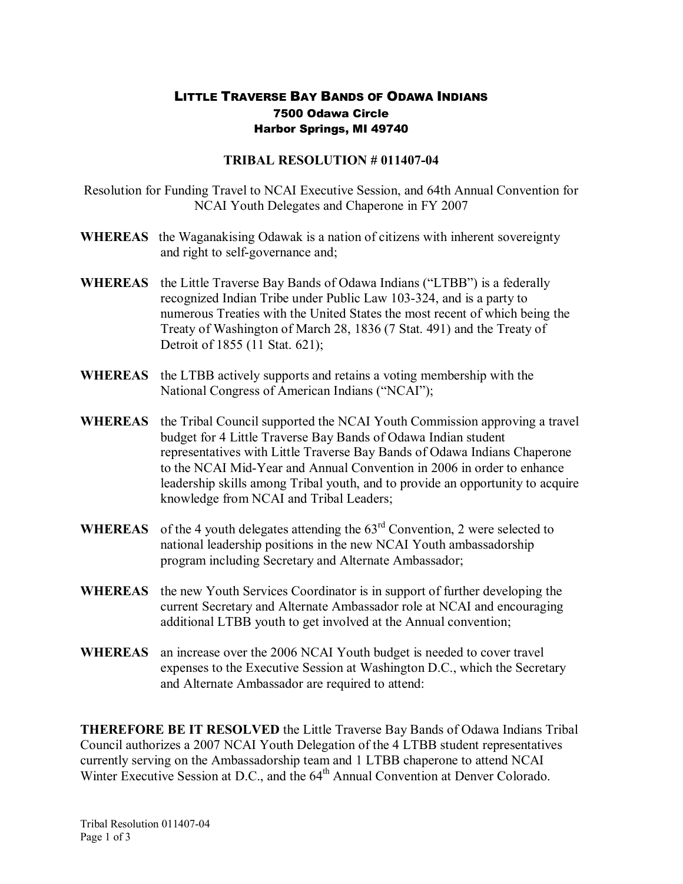# Little Traverse Bay Bands of Odawa Indians

**7500 Odawa Circle**
**Harbor Springs, MI 49740**

## TRIBAL RESOLUTION # 011407-04

Resolution for Funding Travel to NCAI Executive Session, and 64th Annual Convention for NCAI Youth Delegates and Chaperone in FY 2007

**WHEREAS** the Waganakising Odawak is a nation of citizens with inherent sovereignty and right to self-governance and;

**WHEREAS** the Little Traverse Bay Bands of Odawa Indians ("LTBB") is a federally recognized Indian Tribe under Public Law 103-324, and is a party to numerous Treaties with the United States the most recent of which being the Treaty of Washington of March 28, 1836 (7 Stat. 491) and the Treaty of Detroit of 1855 (11 Stat. 621);

**WHEREAS** the LTBB actively supports and retains a voting membership with the National Congress of American Indians ("NCAI");

**WHEREAS** the Tribal Council supported the NCAI Youth Commission approving a travel budget for 4 Little Traverse Bay Bands of Odawa Indian student representatives with Little Traverse Bay Bands of Odawa Indians Chaperone to the NCAI Mid-Year and Annual Convention in 2006 in order to enhance leadership skills among Tribal youth, and to provide an opportunity to acquire knowledge from NCAI and Tribal Leaders;

**WHEREAS** of the 4 youth delegates attending the 63rd Convention, 2 were selected to national leadership positions in the new NCAI Youth ambassadorship program including Secretary and Alternate Ambassador;

**WHEREAS** the new Youth Services Coordinator is in support of further developing the current Secretary and Alternate Ambassador role at NCAI and encouraging additional LTBB youth to get involved at the Annual convention;

**WHEREAS** an increase over the 2006 NCAI Youth budget is needed to cover travel expenses to the Executive Session at Washington D.C., which the Secretary and Alternate Ambassador are required to attend:

**THEREFORE BE IT RESOLVED** the Little Traverse Bay Bands of Odawa Indians Tribal Council authorizes a 2007 NCAI Youth Delegation of the 4 LTBB student representatives currently serving on the Ambassadorship team and 1 LTBB chaperone to attend NCAI Winter Executive Session at D.C., and the 64th Annual Convention at Denver Colorado.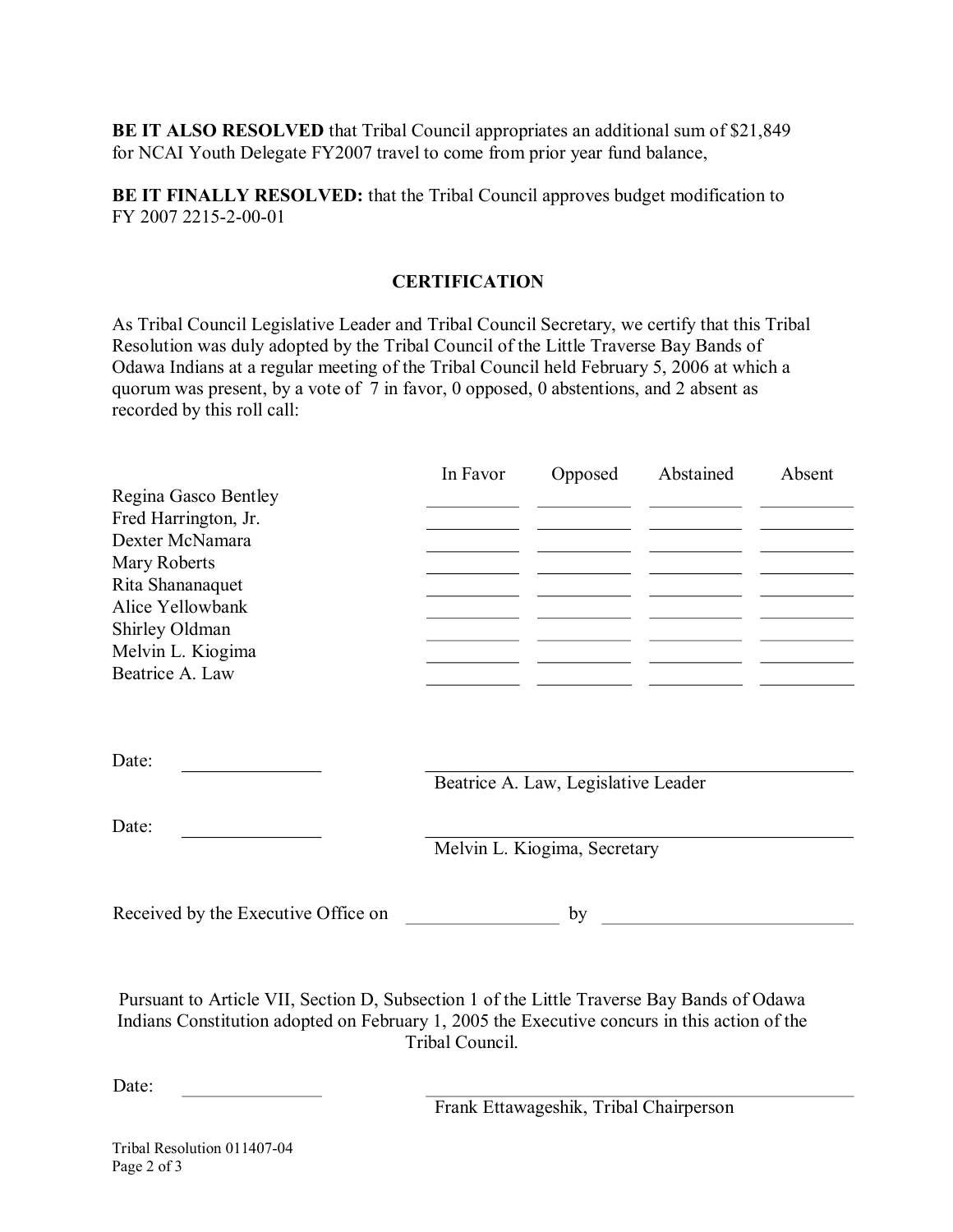**BE IT ALSO RESOLVED** that Tribal Council appropriates an additional sum of $21,849 for NCAI Youth Delegate FY2007 travel to come from prior year fund balance,

**BE IT FINALLY RESOLVED:** that the Tribal Council approves budget modification to FY 2007 2215-2-00-01

## CERTIFICATION

As Tribal Council Legislative Leader and Tribal Council Secretary, we certify that this Tribal Resolution was duly adopted by the Tribal Council of the Little Traverse Bay Bands of Odawa Indians at a regular meeting of the Tribal Council held February 5, 2006 at which a quorum was present, by a vote of 7 in favor, 0 opposed, 0 abstentions, and 2 absent as recorded by this roll call:

| | In Favor | Opposed | Abstained | Absent |
|---|---|---|---|---|
| Regina Gasco Bentley | | | | |
| Fred Harrington, Jr. | | | | |
| Dexter McNamara | | | | |
| Mary Roberts | | | | |
| Rita Shananaquet | | | | |
| Alice Yellowbank | | | | |
| Shirley Oldman | | | | |
| Melvin L. Kiogima | | | | |
| Beatrice A. Law | | | | |

Date: ______________ ______________________________
Beatrice A. Law, Legislative Leader

Date: ______________ ______________________________
Melvin L. Kiogima, Secretary

Received by the Executive Office on ______________ by ______________________

Pursuant to Article VII, Section D, Subsection 1 of the Little Traverse Bay Bands of Odawa Indians Constitution adopted on February 1, 2005 the Executive concurs in this action of the Tribal Council.

Date: ______________ ______________________________
Frank Ettawageshik, Tribal Chairperson

Tribal Resolution 011407-04